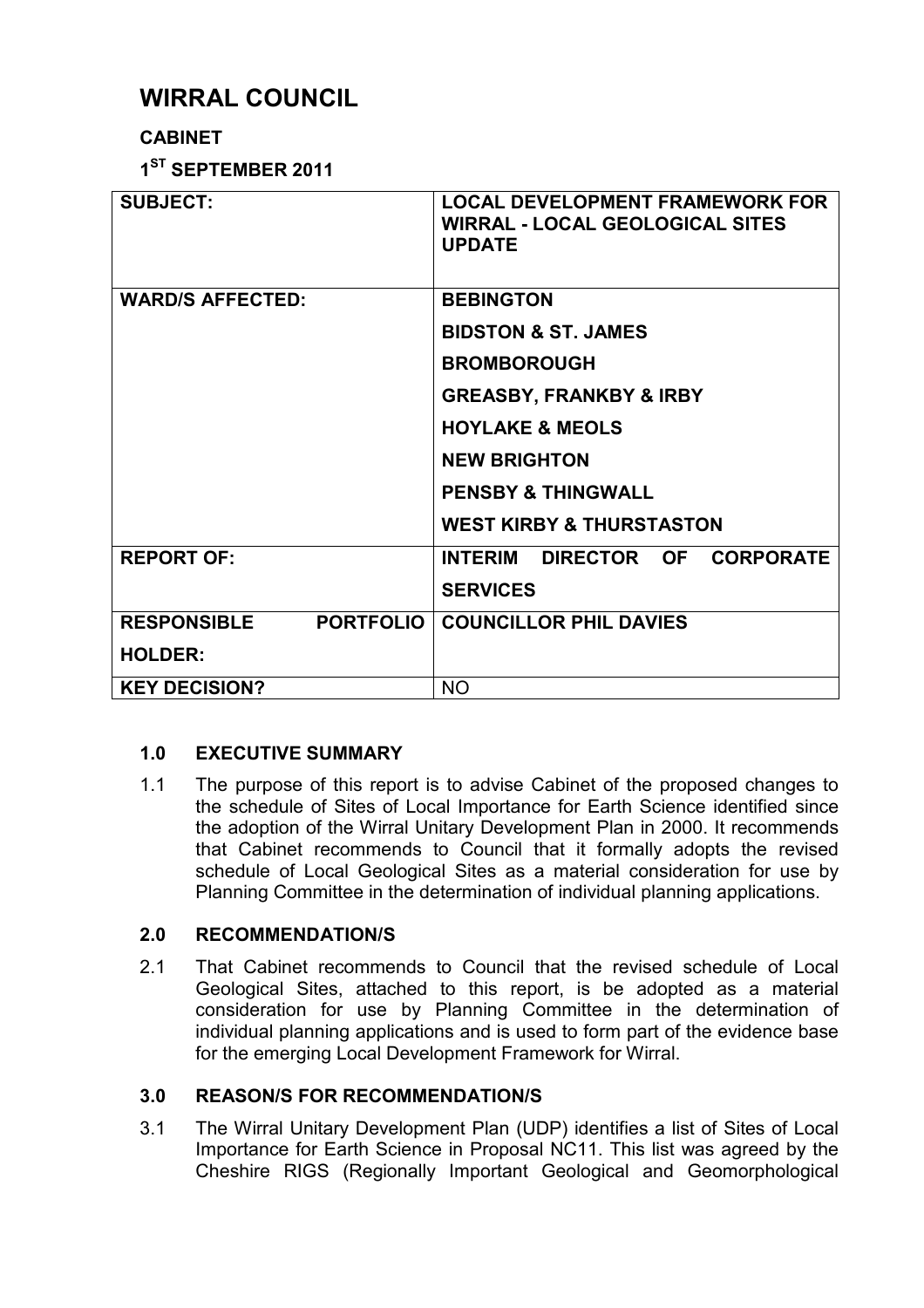# WIRRAL COUNCIL

**CABINET**

**1ST SEPTEMBER 2011**

| | |
|---|---|
| **SUBJECT:** | **LOCAL DEVELOPMENT FRAMEWORK FOR WIRRAL - LOCAL GEOLOGICAL SITES UPDATE** |
| **WARD/S AFFECTED:** | **BEBINGTON**<br>**BIDSTON & ST. JAMES**<br>**BROMBOROUGH**<br>**GREASBY, FRANKBY & IRBY**<br>**HOYLAKE & MEOLS**<br>**NEW BRIGHTON**<br>**PENSBY & THINGWALL**<br>**WEST KIRBY & THURSTASTON** |
| **REPORT OF:** | **INTERIM DIRECTOR OF CORPORATE SERVICES** |
| **RESPONSIBLE PORTFOLIO HOLDER:** | **COUNCILLOR PHIL DAVIES** |
| **KEY DECISION?** | NO |

## 1.0 EXECUTIVE SUMMARY

1.1 The purpose of this report is to advise Cabinet of the proposed changes to the schedule of Sites of Local Importance for Earth Science identified since the adoption of the Wirral Unitary Development Plan in 2000. It recommends that Cabinet recommends to Council that it formally adopts the revised schedule of Local Geological Sites as a material consideration for use by Planning Committee in the determination of individual planning applications.

## 2.0 RECOMMENDATION/S

2.1 That Cabinet recommends to Council that the revised schedule of Local Geological Sites, attached to this report, is be adopted as a material consideration for use by Planning Committee in the determination of individual planning applications and is used to form part of the evidence base for the emerging Local Development Framework for Wirral.

## 3.0 REASON/S FOR RECOMMENDATION/S

3.1 The Wirral Unitary Development Plan (UDP) identifies a list of Sites of Local Importance for Earth Science in Proposal NC11. This list was agreed by the Cheshire RIGS (Regionally Important Geological and Geomorphological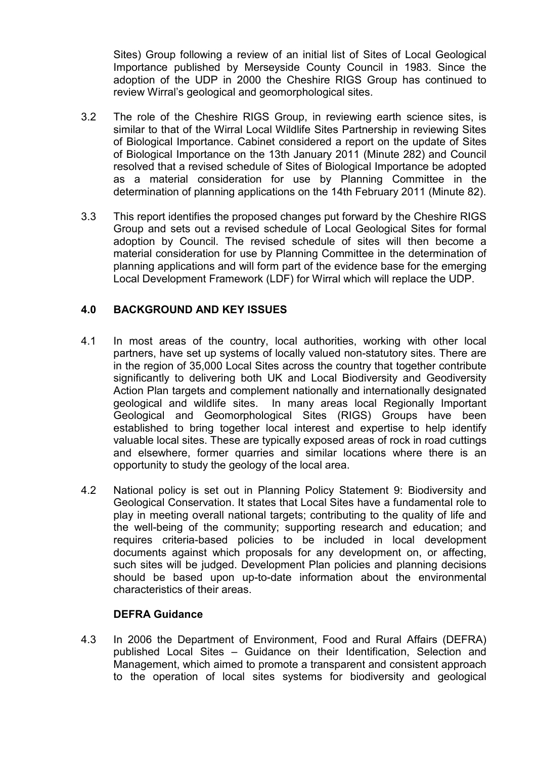Sites) Group following a review of an initial list of Sites of Local Geological Importance published by Merseyside County Council in 1983. Since the adoption of the UDP in 2000 the Cheshire RIGS Group has continued to review Wirral's geological and geomorphological sites.

3.2 The role of the Cheshire RIGS Group, in reviewing earth science sites, is similar to that of the Wirral Local Wildlife Sites Partnership in reviewing Sites of Biological Importance. Cabinet considered a report on the update of Sites of Biological Importance on the 13th January 2011 (Minute 282) and Council resolved that a revised schedule of Sites of Biological Importance be adopted as a material consideration for use by Planning Committee in the determination of planning applications on the 14th February 2011 (Minute 82).

3.3 This report identifies the proposed changes put forward by the Cheshire RIGS Group and sets out a revised schedule of Local Geological Sites for formal adoption by Council. The revised schedule of sites will then become a material consideration for use by Planning Committee in the determination of planning applications and will form part of the evidence base for the emerging Local Development Framework (LDF) for Wirral which will replace the UDP.

## 4.0 BACKGROUND AND KEY ISSUES

4.1 In most areas of the country, local authorities, working with other local partners, have set up systems of locally valued non-statutory sites. There are in the region of 35,000 Local Sites across the country that together contribute significantly to delivering both UK and Local Biodiversity and Geodiversity Action Plan targets and complement nationally and internationally designated geological and wildlife sites. In many areas local Regionally Important Geological and Geomorphological Sites (RIGS) Groups have been established to bring together local interest and expertise to help identify valuable local sites. These are typically exposed areas of rock in road cuttings and elsewhere, former quarries and similar locations where there is an opportunity to study the geology of the local area.

4.2 National policy is set out in Planning Policy Statement 9: Biodiversity and Geological Conservation. It states that Local Sites have a fundamental role to play in meeting overall national targets; contributing to the quality of life and the well-being of the community; supporting research and education; and requires criteria-based policies to be included in local development documents against which proposals for any development on, or affecting, such sites will be judged. Development Plan policies and planning decisions should be based upon up-to-date information about the environmental characteristics of their areas.

### DEFRA Guidance

4.3 In 2006 the Department of Environment, Food and Rural Affairs (DEFRA) published Local Sites – Guidance on their Identification, Selection and Management, which aimed to promote a transparent and consistent approach to the operation of local sites systems for biodiversity and geological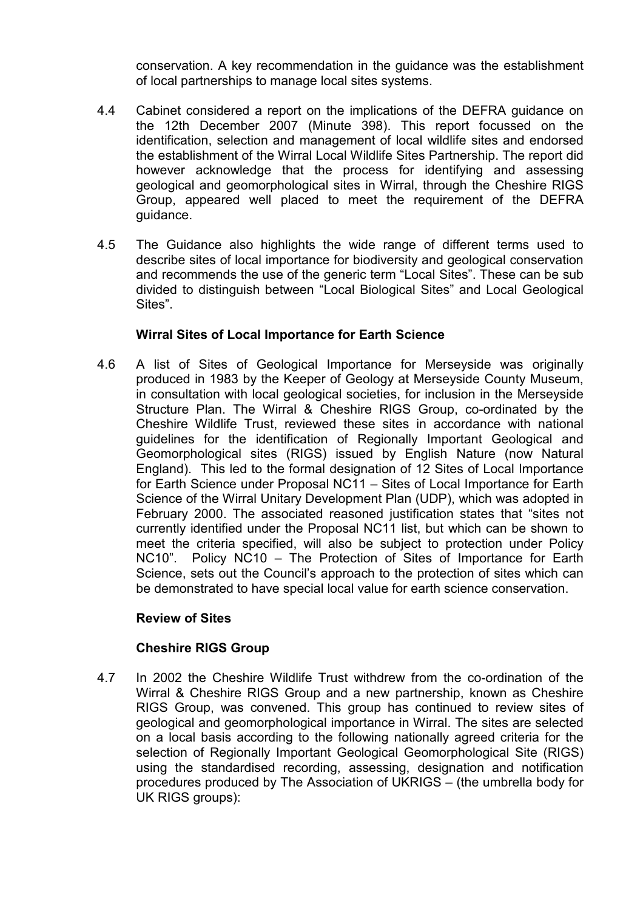conservation. A key recommendation in the guidance was the establishment of local partnerships to manage local sites systems.

4.4 Cabinet considered a report on the implications of the DEFRA guidance on the 12th December 2007 (Minute 398). This report focussed on the identification, selection and management of local wildlife sites and endorsed the establishment of the Wirral Local Wildlife Sites Partnership. The report did however acknowledge that the process for identifying and assessing geological and geomorphological sites in Wirral, through the Cheshire RIGS Group, appeared well placed to meet the requirement of the DEFRA guidance.

4.5 The Guidance also highlights the wide range of different terms used to describe sites of local importance for biodiversity and geological conservation and recommends the use of the generic term “Local Sites”. These can be sub divided to distinguish between “Local Biological Sites” and Local Geological Sites”.

**Wirral Sites of Local Importance for Earth Science**

4.6 A list of Sites of Geological Importance for Merseyside was originally produced in 1983 by the Keeper of Geology at Merseyside County Museum, in consultation with local geological societies, for inclusion in the Merseyside Structure Plan. The Wirral & Cheshire RIGS Group, co-ordinated by the Cheshire Wildlife Trust, reviewed these sites in accordance with national guidelines for the identification of Regionally Important Geological and Geomorphological sites (RIGS) issued by English Nature (now Natural England). This led to the formal designation of 12 Sites of Local Importance for Earth Science under Proposal NC11 – Sites of Local Importance for Earth Science of the Wirral Unitary Development Plan (UDP), which was adopted in February 2000. The associated reasoned justification states that “sites not currently identified under the Proposal NC11 list, but which can be shown to meet the criteria specified, will also be subject to protection under Policy NC10”. Policy NC10 – The Protection of Sites of Importance for Earth Science, sets out the Council’s approach to the protection of sites which can be demonstrated to have special local value for earth science conservation.

**Review of Sites**

**Cheshire RIGS Group**

4.7 In 2002 the Cheshire Wildlife Trust withdrew from the co-ordination of the Wirral & Cheshire RIGS Group and a new partnership, known as Cheshire RIGS Group, was convened. This group has continued to review sites of geological and geomorphological importance in Wirral. The sites are selected on a local basis according to the following nationally agreed criteria for the selection of Regionally Important Geological Geomorphological Site (RIGS) using the standardised recording, assessing, designation and notification procedures produced by The Association of UKRIGS – (the umbrella body for UK RIGS groups):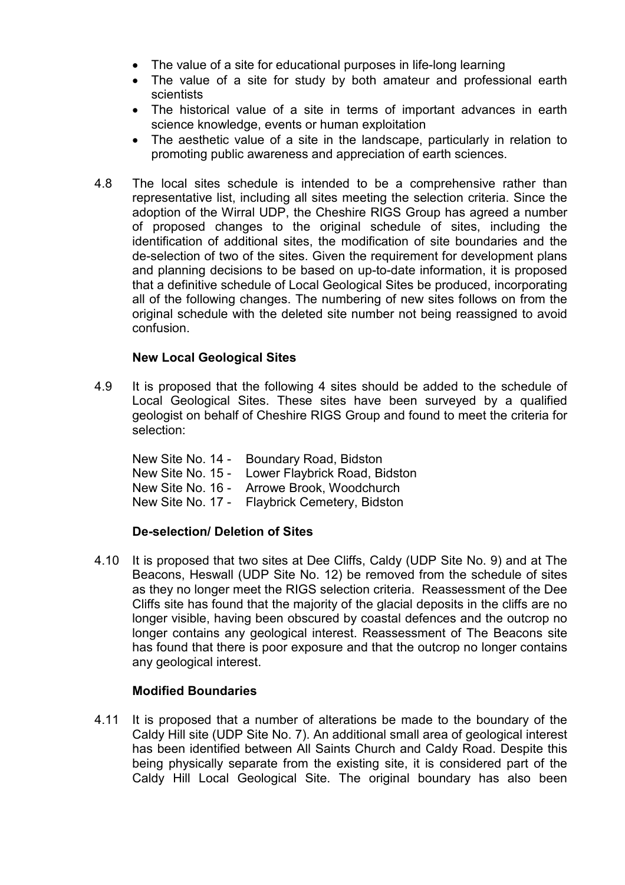- The value of a site for educational purposes in life-long learning
- The value of a site for study by both amateur and professional earth scientists
- The historical value of a site in terms of important advances in earth science knowledge, events or human exploitation
- The aesthetic value of a site in the landscape, particularly in relation to promoting public awareness and appreciation of earth sciences.

4.8 The local sites schedule is intended to be a comprehensive rather than representative list, including all sites meeting the selection criteria. Since the adoption of the Wirral UDP, the Cheshire RIGS Group has agreed a number of proposed changes to the original schedule of sites, including the identification of additional sites, the modification of site boundaries and the de-selection of two of the sites. Given the requirement for development plans and planning decisions to be based on up-to-date information, it is proposed that a definitive schedule of Local Geological Sites be produced, incorporating all of the following changes. The numbering of new sites follows on from the original schedule with the deleted site number not being reassigned to avoid confusion.

**New Local Geological Sites**

4.9 It is proposed that the following 4 sites should be added to the schedule of Local Geological Sites. These sites have been surveyed by a qualified geologist on behalf of Cheshire RIGS Group and found to meet the criteria for selection:

New Site No. 14 - Boundary Road, Bidston
New Site No. 15 - Lower Flaybrick Road, Bidston
New Site No. 16 - Arrowe Brook, Woodchurch
New Site No. 17 - Flaybrick Cemetery, Bidston

**De-selection/ Deletion of Sites**

4.10 It is proposed that two sites at Dee Cliffs, Caldy (UDP Site No. 9) and at The Beacons, Heswall (UDP Site No. 12) be removed from the schedule of sites as they no longer meet the RIGS selection criteria. Reassessment of the Dee Cliffs site has found that the majority of the glacial deposits in the cliffs are no longer visible, having been obscured by coastal defences and the outcrop no longer contains any geological interest. Reassessment of The Beacons site has found that there is poor exposure and that the outcrop no longer contains any geological interest.

**Modified Boundaries**

4.11 It is proposed that a number of alterations be made to the boundary of the Caldy Hill site (UDP Site No. 7). An additional small area of geological interest has been identified between All Saints Church and Caldy Road. Despite this being physically separate from the existing site, it is considered part of the Caldy Hill Local Geological Site. The original boundary has also been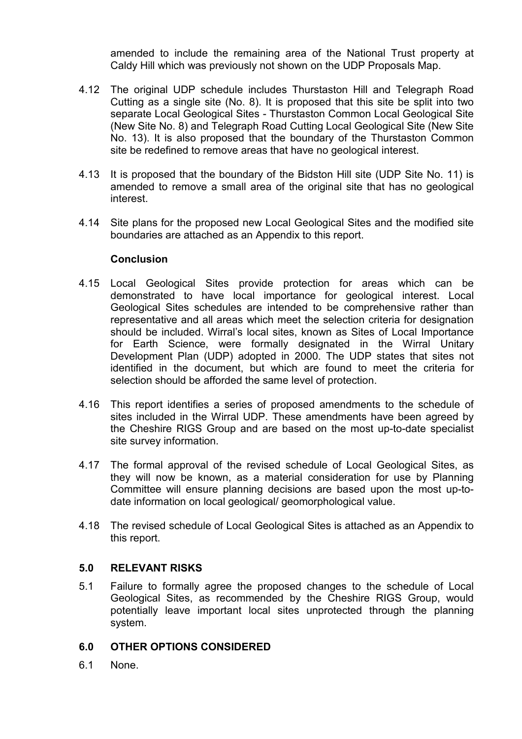amended to include the remaining area of the National Trust property at Caldy Hill which was previously not shown on the UDP Proposals Map.

4.12 The original UDP schedule includes Thurstaston Hill and Telegraph Road Cutting as a single site (No. 8). It is proposed that this site be split into two separate Local Geological Sites - Thurstaston Common Local Geological Site (New Site No. 8) and Telegraph Road Cutting Local Geological Site (New Site No. 13). It is also proposed that the boundary of the Thurstaston Common site be redefined to remove areas that have no geological interest.

4.13 It is proposed that the boundary of the Bidston Hill site (UDP Site No. 11) is amended to remove a small area of the original site that has no geological interest.

4.14 Site plans for the proposed new Local Geological Sites and the modified site boundaries are attached as an Appendix to this report.

**Conclusion**

4.15 Local Geological Sites provide protection for areas which can be demonstrated to have local importance for geological interest. Local Geological Sites schedules are intended to be comprehensive rather than representative and all areas which meet the selection criteria for designation should be included. Wirral's local sites, known as Sites of Local Importance for Earth Science, were formally designated in the Wirral Unitary Development Plan (UDP) adopted in 2000. The UDP states that sites not identified in the document, but which are found to meet the criteria for selection should be afforded the same level of protection.

4.16 This report identifies a series of proposed amendments to the schedule of sites included in the Wirral UDP. These amendments have been agreed by the Cheshire RIGS Group and are based on the most up-to-date specialist site survey information.

4.17 The formal approval of the revised schedule of Local Geological Sites, as they will now be known, as a material consideration for use by Planning Committee will ensure planning decisions are based upon the most up-to-date information on local geological/ geomorphological value.

4.18 The revised schedule of Local Geological Sites is attached as an Appendix to this report.

## 5.0 RELEVANT RISKS

5.1 Failure to formally agree the proposed changes to the schedule of Local Geological Sites, as recommended by the Cheshire RIGS Group, would potentially leave important local sites unprotected through the planning system.

## 6.0 OTHER OPTIONS CONSIDERED

6.1 None.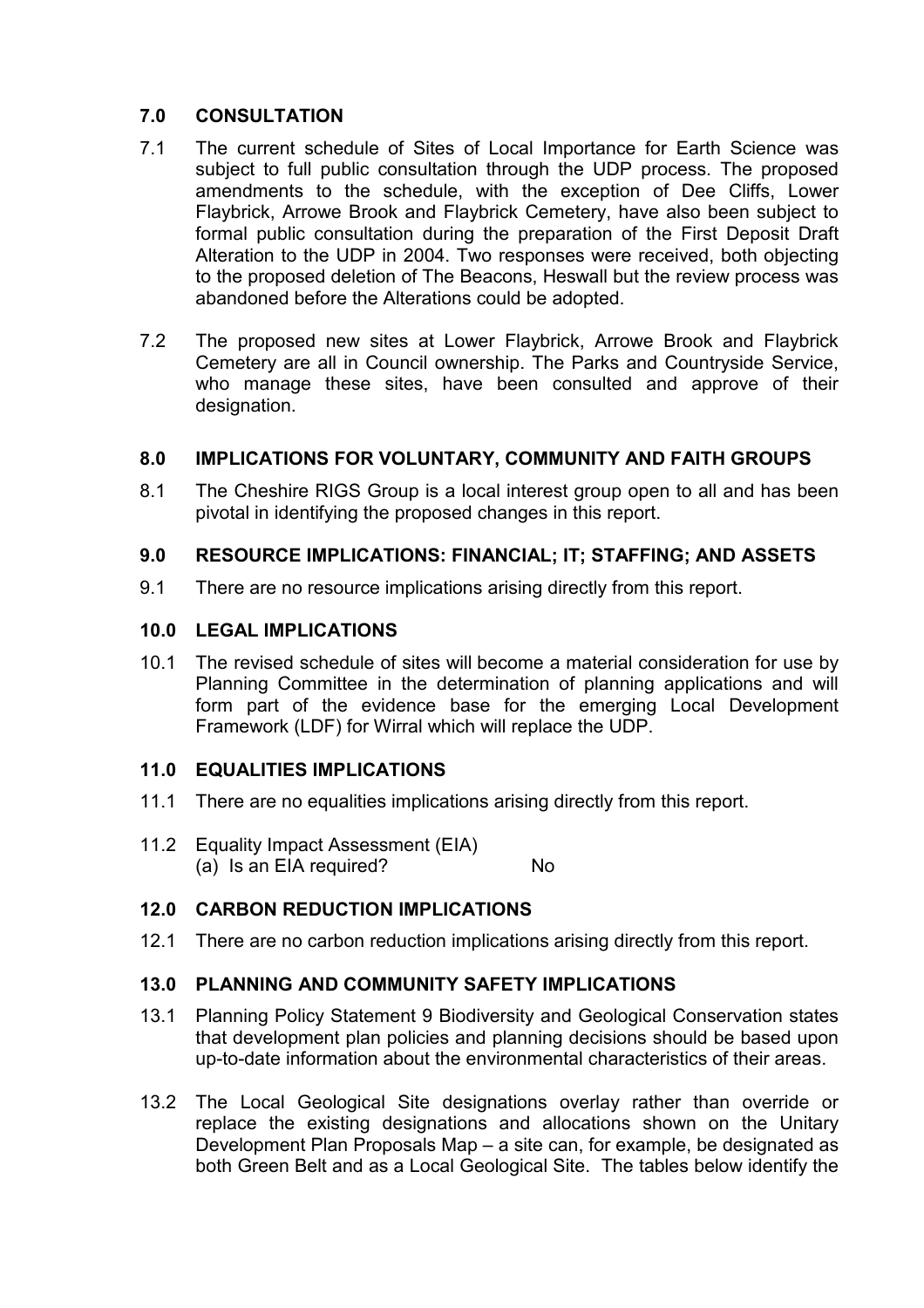## 7.0 CONSULTATION

7.1 The current schedule of Sites of Local Importance for Earth Science was subject to full public consultation through the UDP process. The proposed amendments to the schedule, with the exception of Dee Cliffs, Lower Flaybrick, Arrowe Brook and Flaybrick Cemetery, have also been subject to formal public consultation during the preparation of the First Deposit Draft Alteration to the UDP in 2004. Two responses were received, both objecting to the proposed deletion of The Beacons, Heswall but the review process was abandoned before the Alterations could be adopted.

7.2 The proposed new sites at Lower Flaybrick, Arrowe Brook and Flaybrick Cemetery are all in Council ownership. The Parks and Countryside Service, who manage these sites, have been consulted and approve of their designation.

## 8.0 IMPLICATIONS FOR VOLUNTARY, COMMUNITY AND FAITH GROUPS

8.1 The Cheshire RIGS Group is a local interest group open to all and has been pivotal in identifying the proposed changes in this report.

## 9.0 RESOURCE IMPLICATIONS: FINANCIAL; IT; STAFFING; AND ASSETS

9.1 There are no resource implications arising directly from this report.

## 10.0 LEGAL IMPLICATIONS

10.1 The revised schedule of sites will become a material consideration for use by Planning Committee in the determination of planning applications and will form part of the evidence base for the emerging Local Development Framework (LDF) for Wirral which will replace the UDP.

## 11.0 EQUALITIES IMPLICATIONS

11.1 There are no equalities implications arising directly from this report.

11.2 Equality Impact Assessment (EIA)
(a) Is an EIA required? No

## 12.0 CARBON REDUCTION IMPLICATIONS

12.1 There are no carbon reduction implications arising directly from this report.

## 13.0 PLANNING AND COMMUNITY SAFETY IMPLICATIONS

13.1 Planning Policy Statement 9 Biodiversity and Geological Conservation states that development plan policies and planning decisions should be based upon up-to-date information about the environmental characteristics of their areas.

13.2 The Local Geological Site designations overlay rather than override or replace the existing designations and allocations shown on the Unitary Development Plan Proposals Map – a site can, for example, be designated as both Green Belt and as a Local Geological Site. The tables below identify the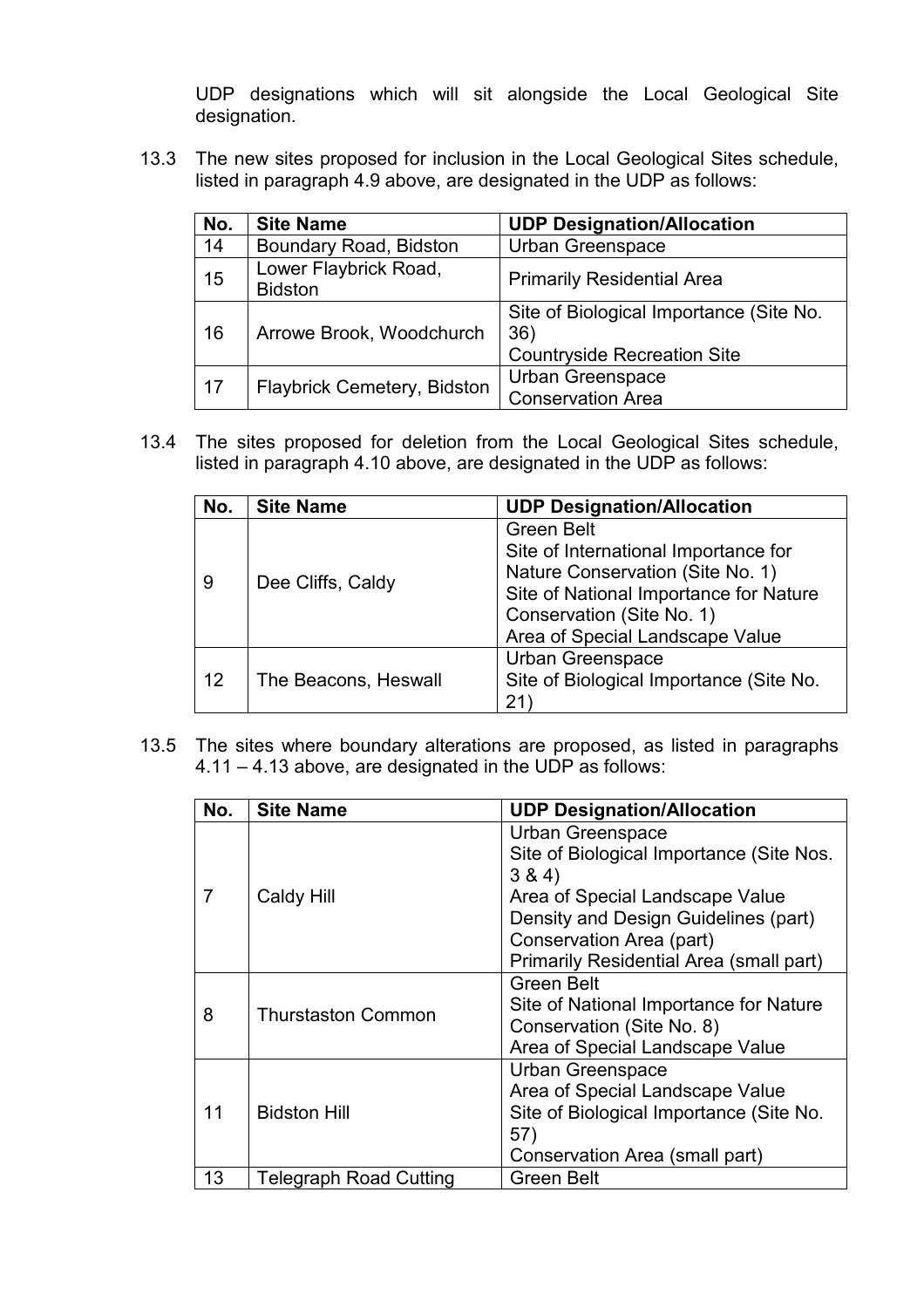UDP designations which will sit alongside the Local Geological Site designation.

13.3 The new sites proposed for inclusion in the Local Geological Sites schedule, listed in paragraph 4.9 above, are designated in the UDP as follows:

| No. | Site Name | UDP Designation/Allocation |
|---|---|---|
| 14 | Boundary Road, Bidston | Urban Greenspace |
| 15 | Lower Flaybrick Road, Bidston | Primarily Residential Area |
| 16 | Arrowe Brook, Woodchurch | Site of Biological Importance (Site No. 36)<br>Countryside Recreation Site |
| 17 | Flaybrick Cemetery, Bidston | Urban Greenspace<br>Conservation Area |

13.4 The sites proposed for deletion from the Local Geological Sites schedule, listed in paragraph 4.10 above, are designated in the UDP as follows:

| No. | Site Name | UDP Designation/Allocation |
|---|---|---|
| 9 | Dee Cliffs, Caldy | Green Belt<br>Site of International Importance for Nature Conservation (Site No. 1)<br>Site of National Importance for Nature Conservation (Site No. 1)<br>Area of Special Landscape Value |
| 12 | The Beacons, Heswall | Urban Greenspace<br>Site of Biological Importance (Site No. 21) |

13.5 The sites where boundary alterations are proposed, as listed in paragraphs 4.11 – 4.13 above, are designated in the UDP as follows:

| No. | Site Name | UDP Designation/Allocation |
|---|---|---|
| 7 | Caldy Hill | Urban Greenspace<br>Site of Biological Importance (Site Nos. 3 & 4)<br>Area of Special Landscape Value<br>Density and Design Guidelines (part)<br>Conservation Area (part)<br>Primarily Residential Area (small part) |
| 8 | Thurstaston Common | Green Belt<br>Site of National Importance for Nature Conservation (Site No. 8)<br>Area of Special Landscape Value |
| 11 | Bidston Hill | Urban Greenspace<br>Area of Special Landscape Value<br>Site of Biological Importance (Site No. 57)<br>Conservation Area (small part) |
| 13 | Telegraph Road Cutting | Green Belt |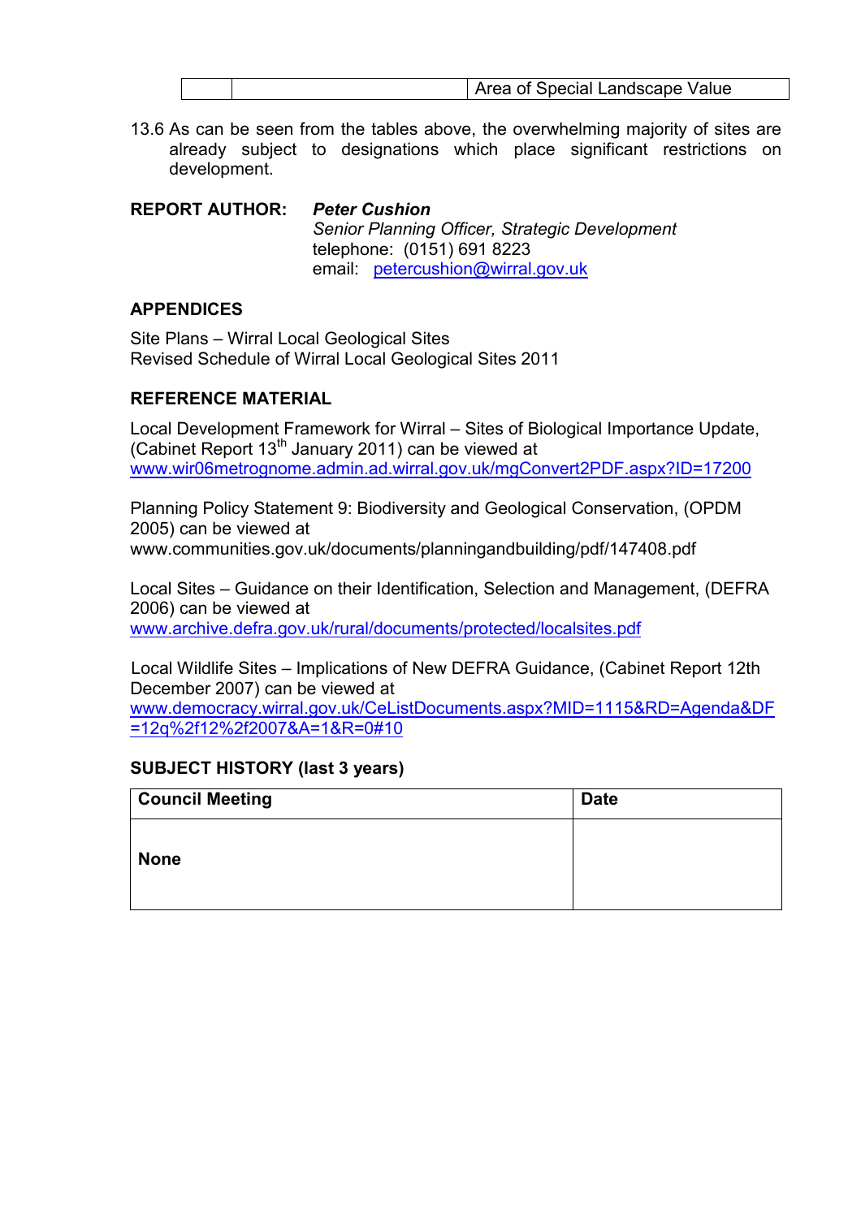| | | |
|---|---|---|
| | | Area of Special Landscape Value |

13.6 As can be seen from the tables above, the overwhelming majority of sites are already subject to designations which place significant restrictions on development.

**REPORT AUTHOR:** ***Peter Cushion***
*Senior Planning Officer, Strategic Development*
telephone: (0151) 691 8223
email: petercushion@wirral.gov.uk

**APPENDICES**

Site Plans – Wirral Local Geological Sites
Revised Schedule of Wirral Local Geological Sites 2011

**REFERENCE MATERIAL**

Local Development Framework for Wirral – Sites of Biological Importance Update, (Cabinet Report 13th January 2011) can be viewed at www.wir06metrognome.admin.ad.wirral.gov.uk/mgConvert2PDF.aspx?ID=17200

Planning Policy Statement 9: Biodiversity and Geological Conservation, (OPDM 2005) can be viewed at www.communities.gov.uk/documents/planningandbuilding/pdf/147408.pdf

Local Sites – Guidance on their Identification, Selection and Management, (DEFRA 2006) can be viewed at www.archive.defra.gov.uk/rural/documents/protected/localsites.pdf

Local Wildlife Sites – Implications of New DEFRA Guidance, (Cabinet Report 12th December 2007) can be viewed at www.democracy.wirral.gov.uk/CeListDocuments.aspx?MID=1115&RD=Agenda&DF=12q%2f12%2f2007&A=1&R=0#10

**SUBJECT HISTORY (last 3 years)**

| Council Meeting | Date |
|---|---|
| **None** | |